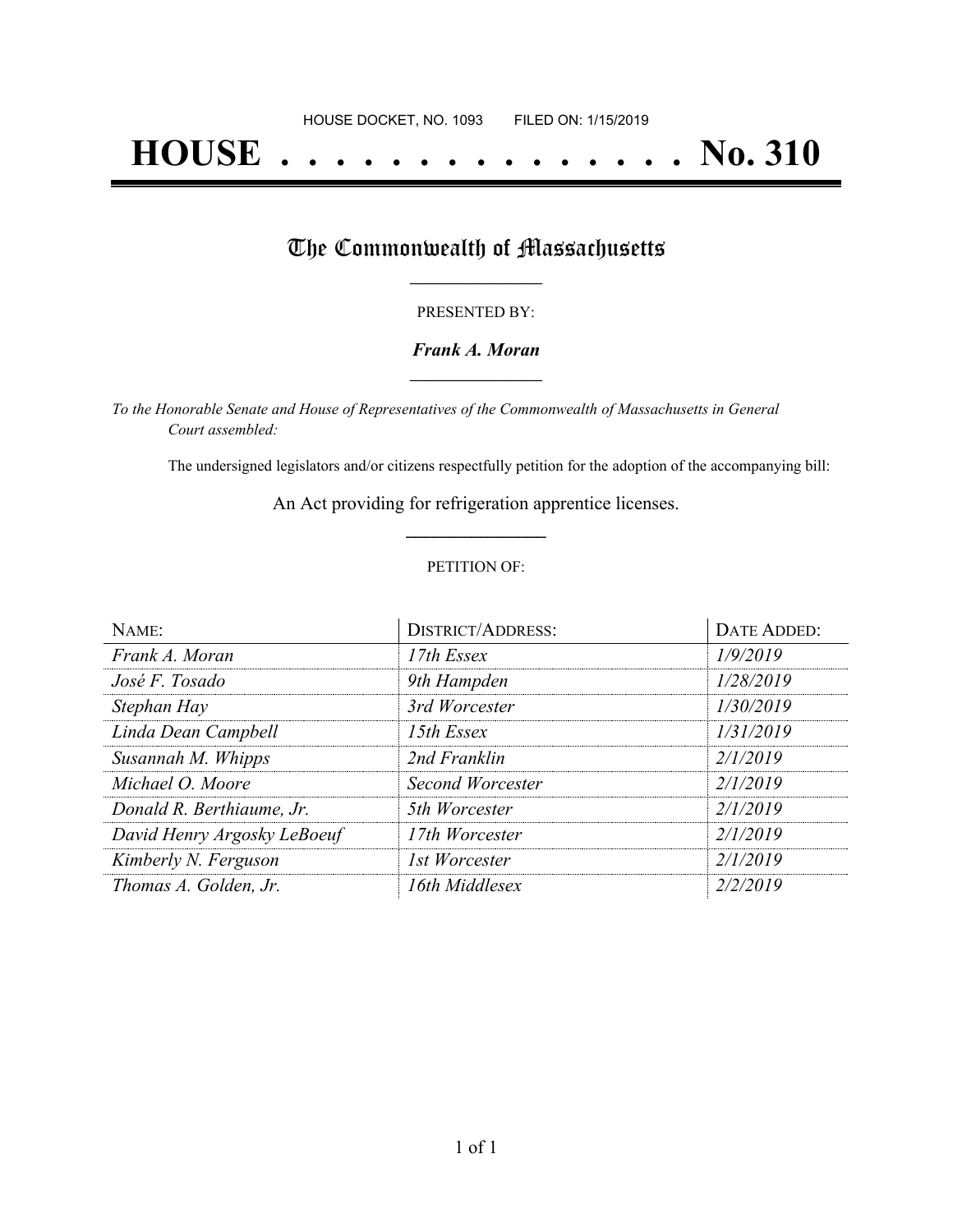HOUSE DOCKET, NO. 1093        FILED ON: 1/15/2019

# HOUSE . . . . . . . . . . . . . . . No. 310

## The Commonwealth of Massachusetts

PRESENTED BY:

***Frank A. Moran***

*To the Honorable Senate and House of Representatives of the Commonwealth of Massachusetts in General Court assembled:*

The undersigned legislators and/or citizens respectfully petition for the adoption of the accompanying bill:

An Act providing for refrigeration apprentice licenses.

PETITION OF:

| NAME: | DISTRICT/ADDRESS: | DATE ADDED: |
|---|---|---|
| *Frank A. Moran* | *17th Essex* | *1/9/2019* |
| *José F. Tosado* | *9th Hampden* | *1/28/2019* |
| *Stephan Hay* | *3rd Worcester* | *1/30/2019* |
| *Linda Dean Campbell* | *15th Essex* | *1/31/2019* |
| *Susannah M. Whipps* | *2nd Franklin* | *2/1/2019* |
| *Michael O. Moore* | *Second Worcester* | *2/1/2019* |
| *Donald R. Berthiaume, Jr.* | *5th Worcester* | *2/1/2019* |
| *David Henry Argosky LeBoeuf* | *17th Worcester* | *2/1/2019* |
| *Kimberly N. Ferguson* | *1st Worcester* | *2/1/2019* |
| *Thomas A. Golden, Jr.* | *16th Middlesex* | *2/2/2019* |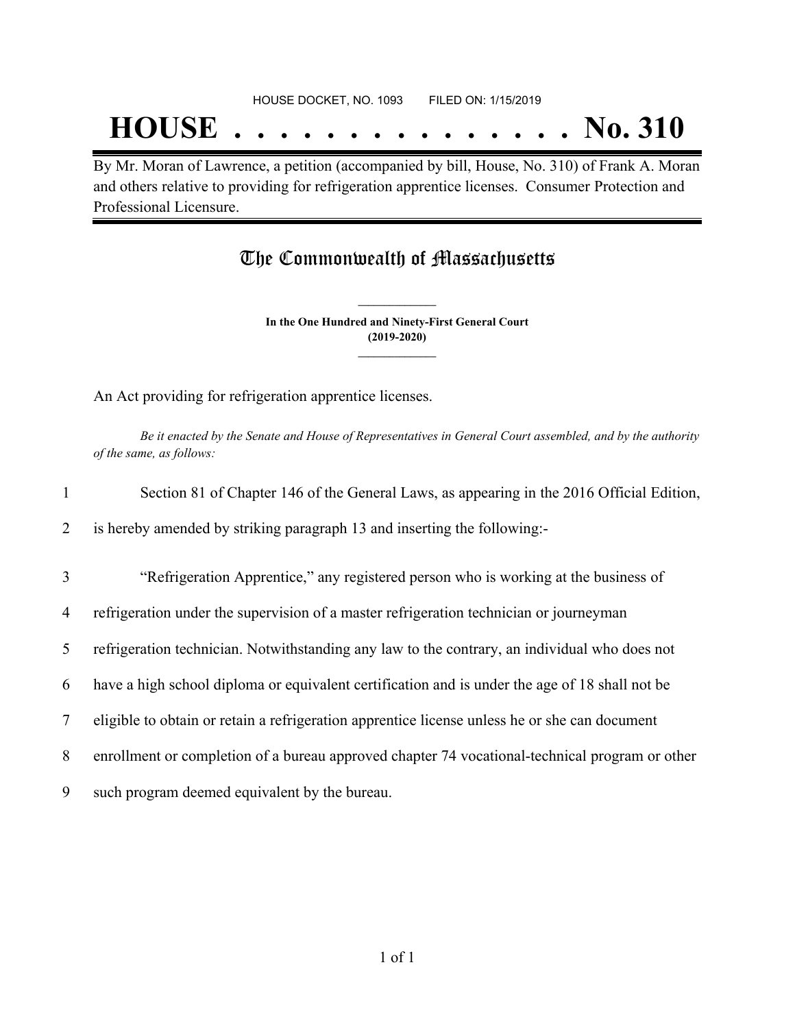HOUSE DOCKET, NO. 1093 FILED ON: 1/15/2019

# HOUSE . . . . . . . . . . . . . . . No. 310

By Mr. Moran of Lawrence, a petition (accompanied by bill, House, No. 310) of Frank A. Moran and others relative to providing for refrigeration apprentice licenses. Consumer Protection and Professional Licensure.

## The Commonwealth of Massachusetts

**In the One Hundred and Ninety-First General Court (2019-2020)**

An Act providing for refrigeration apprentice licenses.

*Be it enacted by the Senate and House of Representatives in General Court assembled, and by the authority of the same, as follows:*

1 Section 81 of Chapter 146 of the General Laws, as appearing in the 2016 Official Edition,
2 is hereby amended by striking paragraph 13 and inserting the following:-

3 "Refrigeration Apprentice," any registered person who is working at the business of
4 refrigeration under the supervision of a master refrigeration technician or journeyman
5 refrigeration technician. Notwithstanding any law to the contrary, an individual who does not
6 have a high school diploma or equivalent certification and is under the age of 18 shall not be
7 eligible to obtain or retain a refrigeration apprentice license unless he or she can document
8 enrollment or completion of a bureau approved chapter 74 vocational-technical program or other
9 such program deemed equivalent by the bureau.